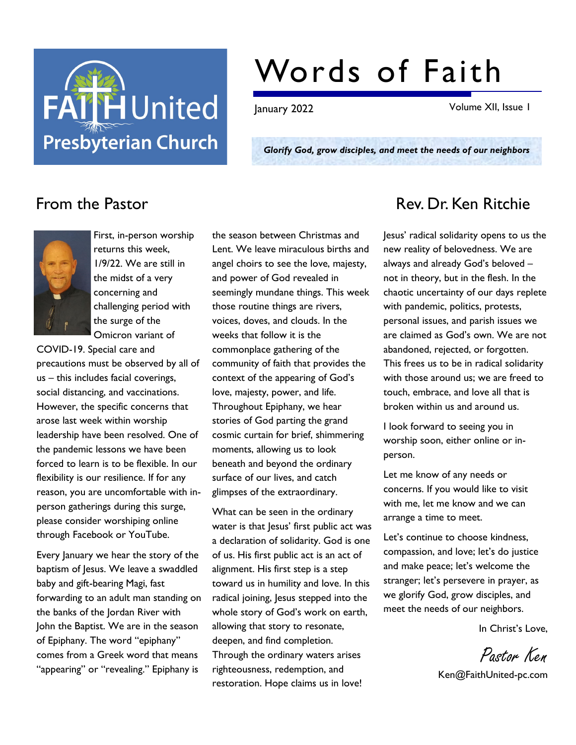# Words of Faith

January 2022

Volume XII, Issue 1

*Glorify God, grow disciples, and meet the needs of our neighbors*

## From the Pastor

## Rev. Dr. Ken Ritchie

First, in-person worship returns this week, 1/9/22. We are still in the midst of a very concerning and challenging period with the surge of the Omicron variant of COVID-19. Special care and precautions must be observed by all of us – this includes facial coverings, social distancing, and vaccinations. However, the specific concerns that arose last week within worship leadership have been resolved. One of the pandemic lessons we have been forced to learn is to be flexible. In our flexibility is our resilience. If for any reason, you are uncomfortable with in-person gatherings during this surge, please consider worshiping online through Facebook or YouTube.

Every January we hear the story of the baptism of Jesus. We leave a swaddled baby and gift-bearing Magi, fast forwarding to an adult man standing on the banks of the Jordan River with John the Baptist. We are in the season of Epiphany. The word "epiphany" comes from a Greek word that means "appearing" or "revealing." Epiphany is the season between Christmas and Lent. We leave miraculous births and angel choirs to see the love, majesty, and power of God revealed in seemingly mundane things. This week those routine things are rivers, voices, doves, and clouds. In the weeks that follow it is the commonplace gathering of the community of faith that provides the context of the appearing of God's love, majesty, power, and life. Throughout Epiphany, we hear stories of God parting the grand cosmic curtain for brief, shimmering moments, allowing us to look beneath and beyond the ordinary surface of our lives, and catch glimpses of the extraordinary.

What can be seen in the ordinary water is that Jesus' first public act was a declaration of solidarity. God is one of us. His first public act is an act of alignment. His first step is a step toward us in humility and love. In this radical joining, Jesus stepped into the whole story of God's work on earth, allowing that story to resonate, deepen, and find completion. Through the ordinary waters arises righteousness, redemption, and restoration. Hope claims us in love!

Jesus' radical solidarity opens to us the new reality of belovedness. We are always and already God's beloved – not in theory, but in the flesh. In the chaotic uncertainty of our days replete with pandemic, politics, protests, personal issues, and parish issues we are claimed as God's own. We are not abandoned, rejected, or forgotten. This frees us to be in radical solidarity with those around us; we are freed to touch, embrace, and love all that is broken within us and around us.

I look forward to seeing you in worship soon, either online or in-person.

Let me know of any needs or concerns. If you would like to visit with me, let me know and we can arrange a time to meet.

Let's continue to choose kindness, compassion, and love; let's do justice and make peace; let's welcome the stranger; let's persevere in prayer, as we glorify God, grow disciples, and meet the needs of our neighbors.

In Christ's Love,

*Pastor Ken*

Ken@FaithUnited-pc.com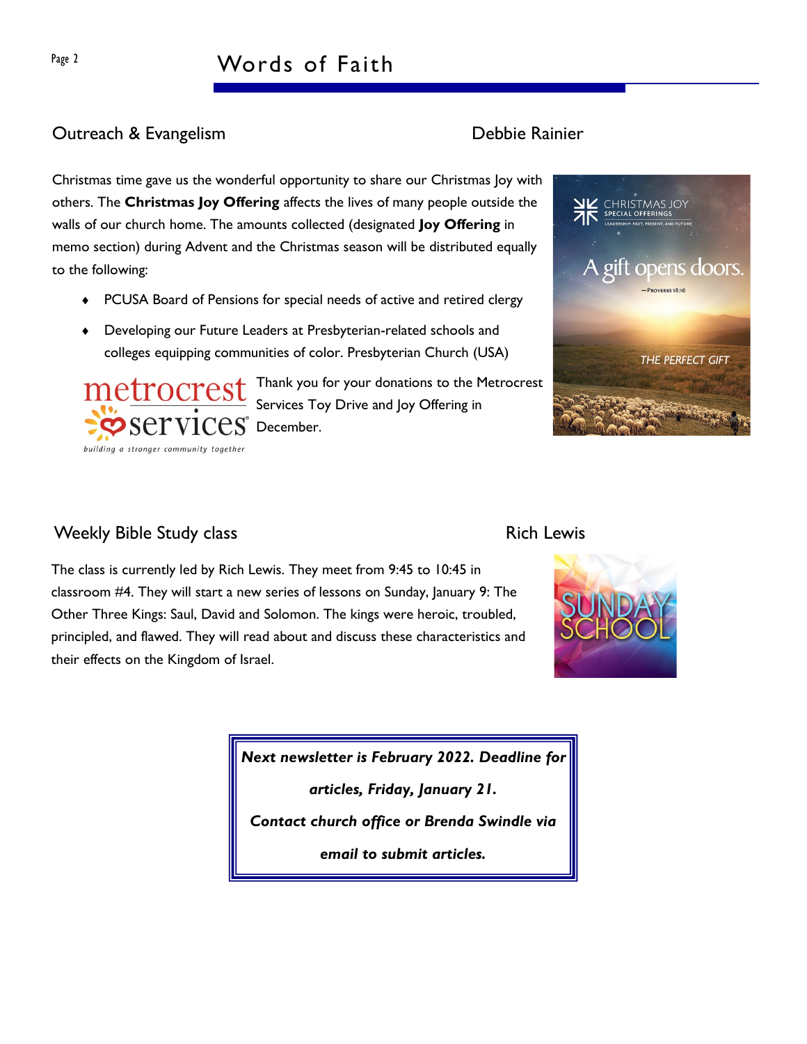## Outreach & Evangelism — Debbie Rainier

Christmas time gave us the wonderful opportunity to share our Christmas Joy with others. The **Christmas Joy Offering** affects the lives of many people outside the walls of our church home. The amounts collected (designated **Joy Offering** in memo section) during Advent and the Christmas season will be distributed equally to the following:

- PCUSA Board of Pensions for special needs of active and retired clergy
- Developing our Future Leaders at Presbyterian-related schools and colleges equipping communities of color. Presbyterian Church (USA)

Thank you for your donations to the Metrocrest Services Toy Drive and Joy Offering in December.

## Weekly Bible Study class — Rich Lewis

The class is currently led by Rich Lewis. They meet from 9:45 to 10:45 in classroom #4. They will start a new series of lessons on Sunday, January 9: The Other Three Kings: Saul, David and Solomon. The kings were heroic, troubled, principled, and flawed. They will read about and discuss these characteristics and their effects on the Kingdom of Israel.

***Next newsletter is February 2022. Deadline for articles, Friday, January 21.***

***Contact church office or Brenda Swindle via email to submit articles.***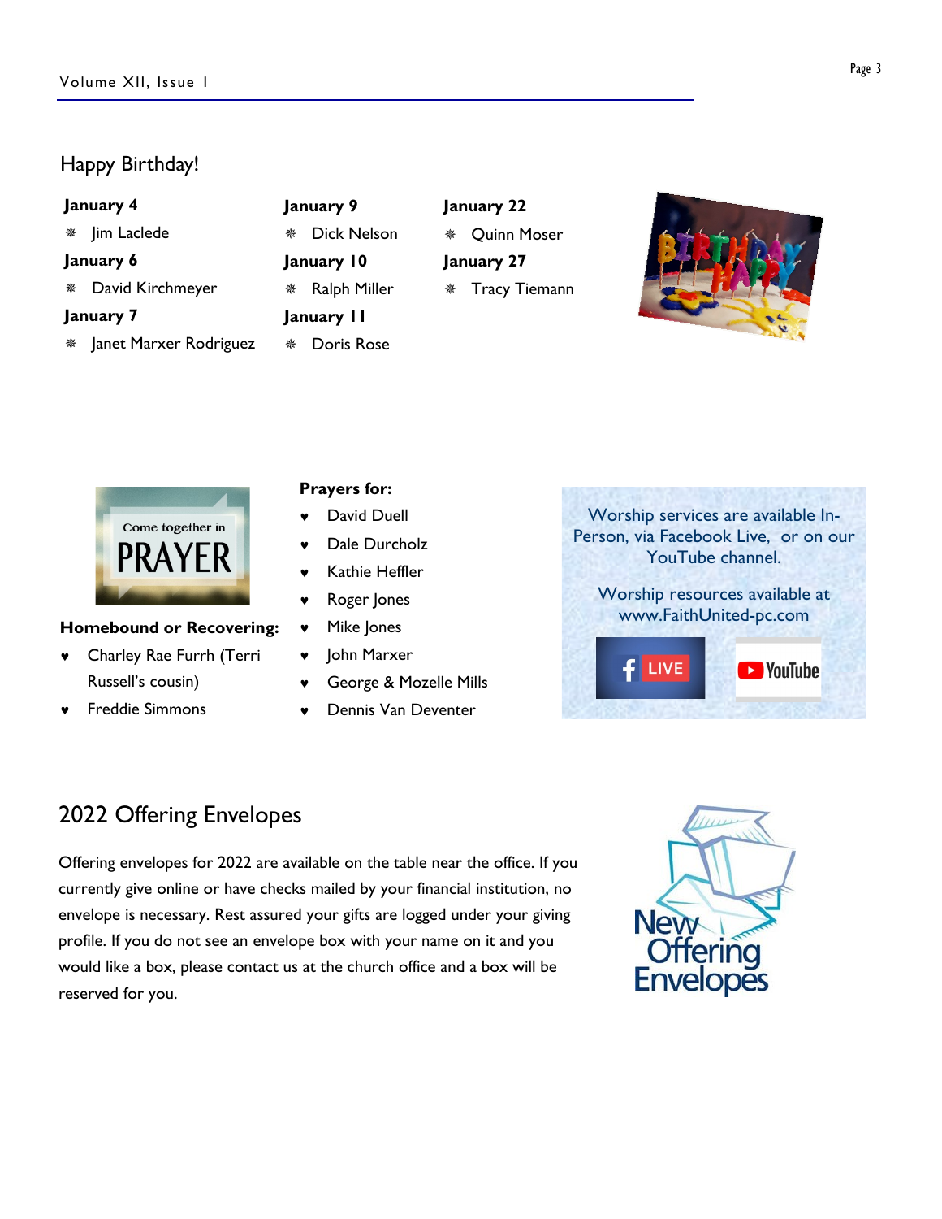## Happy Birthday!

**January 4**

- Jim Laclede

**January 6**

- David Kirchmeyer

**January 7**

- Janet Marxer Rodriguez

**January 9**

- Dick Nelson

**January 10**

- Ralph Miller

**January 11**

- Doris Rose

**January 22**

- Quinn Moser

**January 27**

- Tracy Tiemann

Come together in PRAYER

**Homebound or Recovering:**

- Charley Rae Furrh (Terri Russell's cousin)
- Freddie Simmons

**Prayers for:**

- David Duell
- Dale Durcholz
- Kathie Heffler
- Roger Jones
- Mike Jones
- John Marxer
- George & Mozelle Mills
- Dennis Van Deventer

Worship services are available In-Person, via Facebook Live, or on our YouTube channel.

Worship resources available at www.FaithUnited-pc.com

## 2022 Offering Envelopes

Offering envelopes for 2022 are available on the table near the office. If you currently give online or have checks mailed by your financial institution, no envelope is necessary. Rest assured your gifts are logged under your giving profile. If you do not see an envelope box with your name on it and you would like a box, please contact us at the church office and a box will be reserved for you.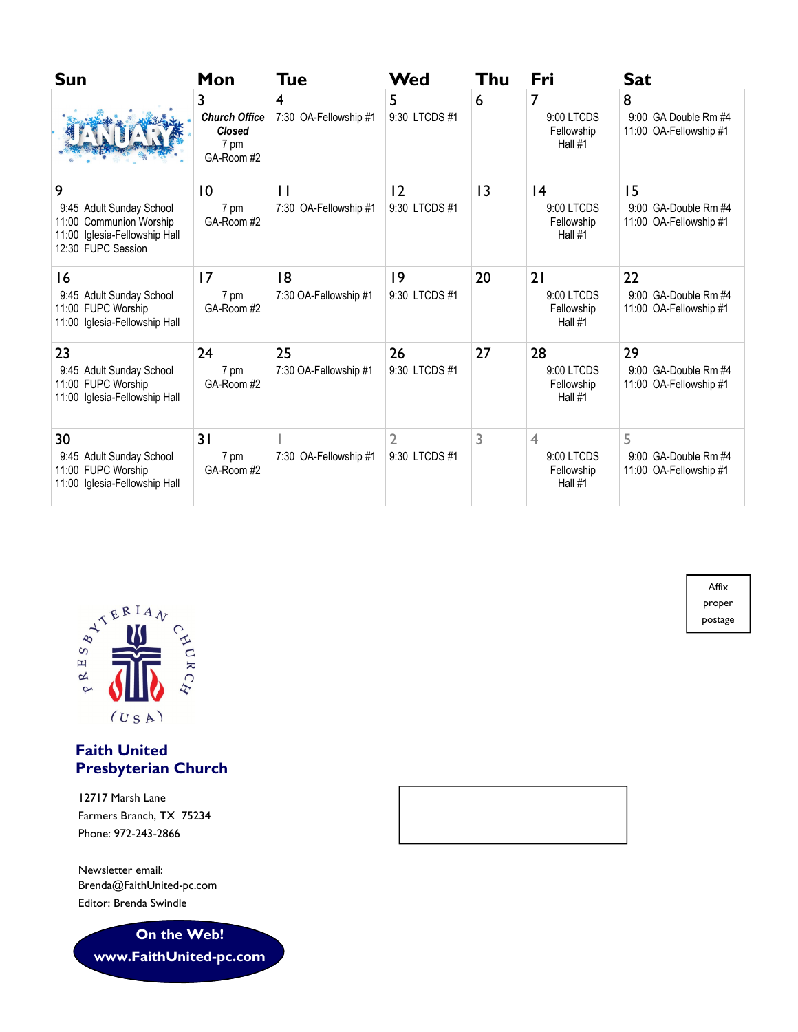| Sun | Mon | Tue | Wed | Thu | Fri | Sat |
|---|---|---|---|---|---|---|
| JANUARY | 3<br>*Church Office Closed*<br>7 pm<br>GA-Room #2 | 4<br>7:30 OA-Fellowship #1 | 5<br>9:30 LTCDS #1 | 6 | 7<br>9:00 LTCDS Fellowship Hall #1 | 8<br>9:00 GA Double Rm #4<br>11:00 OA-Fellowship #1 |
| 9<br>9:45 Adult Sunday School<br>11:00 Communion Worship<br>11:00 Iglesia-Fellowship Hall<br>12:30 FUPC Session | 10<br>7 pm<br>GA-Room #2 | 11<br>7:30 OA-Fellowship #1 | 12<br>9:30 LTCDS #1 | 13 | 14<br>9:00 LTCDS Fellowship Hall #1 | 15<br>9:00 GA-Double Rm #4<br>11:00 OA-Fellowship #1 |
| 16<br>9:45 Adult Sunday School<br>11:00 FUPC Worship<br>11:00 Iglesia-Fellowship Hall | 17<br>7 pm<br>GA-Room #2 | 18<br>7:30 OA-Fellowship #1 | 19<br>9:30 LTCDS #1 | 20 | 21<br>9:00 LTCDS Fellowship Hall #1 | 22<br>9:00 GA-Double Rm #4<br>11:00 OA-Fellowship #1 |
| 23<br>9:45 Adult Sunday School<br>11:00 FUPC Worship<br>11:00 Iglesia-Fellowship Hall | 24<br>7 pm<br>GA-Room #2 | 25<br>7:30 OA-Fellowship #1 | 26<br>9:30 LTCDS #1 | 27 | 28<br>9:00 LTCDS Fellowship Hall #1 | 29<br>9:00 GA-Double Rm #4<br>11:00 OA-Fellowship #1 |
| 30<br>9:45 Adult Sunday School<br>11:00 FUPC Worship<br>11:00 Iglesia-Fellowship Hall | 31<br>7 pm<br>GA-Room #2 | 1<br>7:30 OA-Fellowship #1 | 2<br>9:30 LTCDS #1 | 3 | 4<br>9:00 LTCDS Fellowship Hall #1 | 5<br>9:00 GA-Double Rm #4<br>11:00 OA-Fellowship #1 |

PRESBYTERIAN CHURCH (USA)

**Faith United Presbyterian Church**

12717 Marsh Lane
Farmers Branch, TX 75234
Phone: 972-243-2866

Newsletter email:
Brenda@FaithUnited-pc.com
Editor: Brenda Swindle

**On the Web!**
**www.FaithUnited-pc.com**

Affix proper postage